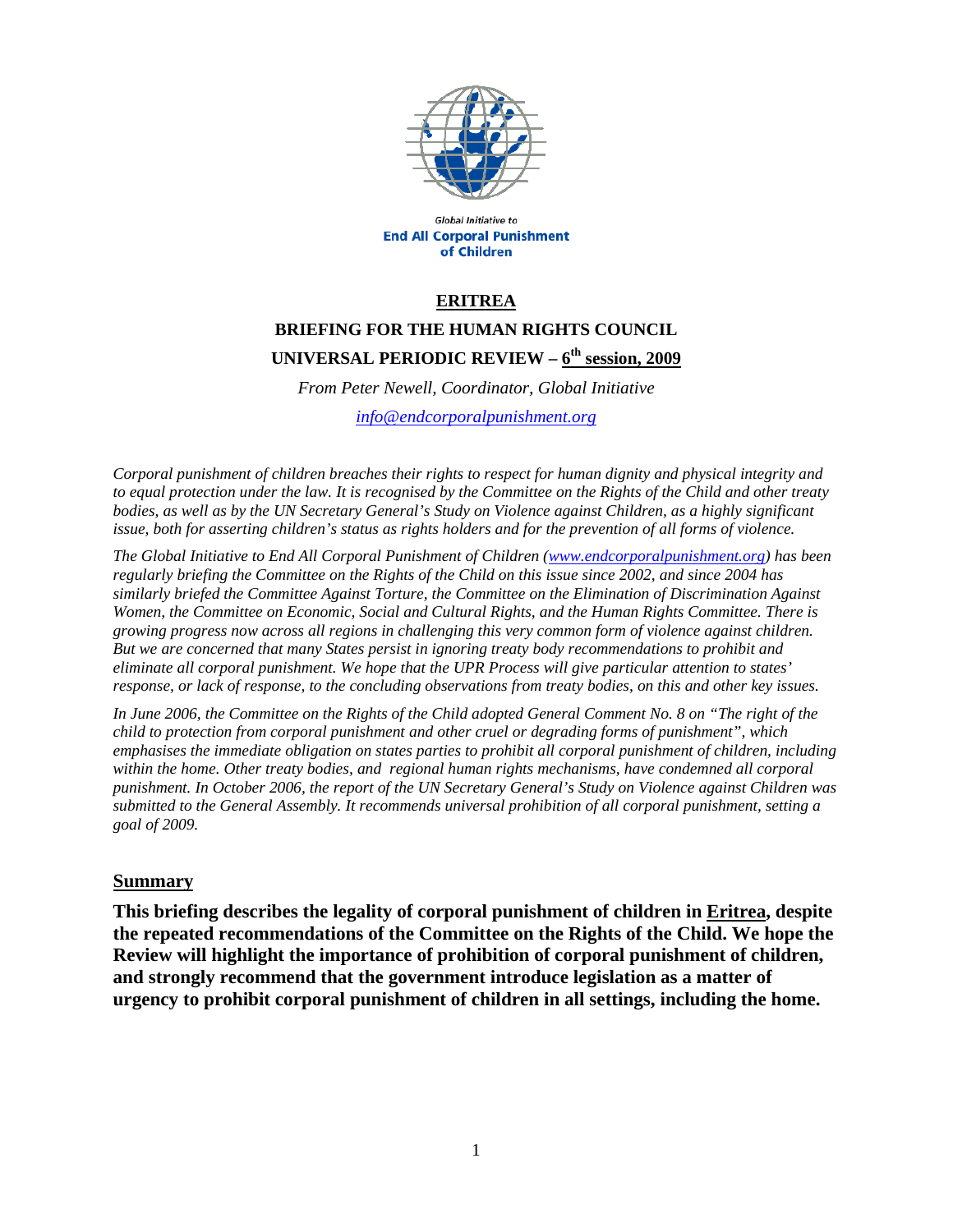Global Initiative to

**End All Corporal Punishment of Children**

# ERITREA

## BRIEFING FOR THE HUMAN RIGHTS COUNCIL

## UNIVERSAL PERIODIC REVIEW – 6th session, 2009

*From Peter Newell, Coordinator, Global Initiative*

*info@endcorporalpunishment.org*

*Corporal punishment of children breaches their rights to respect for human dignity and physical integrity and to equal protection under the law. It is recognised by the Committee on the Rights of the Child and other treaty bodies, as well as by the UN Secretary General's Study on Violence against Children, as a highly significant issue, both for asserting children's status as rights holders and for the prevention of all forms of violence.*

*The Global Initiative to End All Corporal Punishment of Children (www.endcorporalpunishment.org) has been regularly briefing the Committee on the Rights of the Child on this issue since 2002, and since 2004 has similarly briefed the Committee Against Torture, the Committee on the Elimination of Discrimination Against Women, the Committee on Economic, Social and Cultural Rights, and the Human Rights Committee. There is growing progress now across all regions in challenging this very common form of violence against children. But we are concerned that many States persist in ignoring treaty body recommendations to prohibit and eliminate all corporal punishment. We hope that the UPR Process will give particular attention to states' response, or lack of response, to the concluding observations from treaty bodies, on this and other key issues.*

*In June 2006, the Committee on the Rights of the Child adopted General Comment No. 8 on "The right of the child to protection from corporal punishment and other cruel or degrading forms of punishment", which emphasises the immediate obligation on states parties to prohibit all corporal punishment of children, including within the home. Other treaty bodies, and regional human rights mechanisms, have condemned all corporal punishment. In October 2006, the report of the UN Secretary General's Study on Violence against Children was submitted to the General Assembly. It recommends universal prohibition of all corporal punishment, setting a goal of 2009.*

## Summary

**This briefing describes the legality of corporal punishment of children in Eritrea, despite the repeated recommendations of the Committee on the Rights of the Child. We hope the Review will highlight the importance of prohibition of corporal punishment of children, and strongly recommend that the government introduce legislation as a matter of urgency to prohibit corporal punishment of children in all settings, including the home.**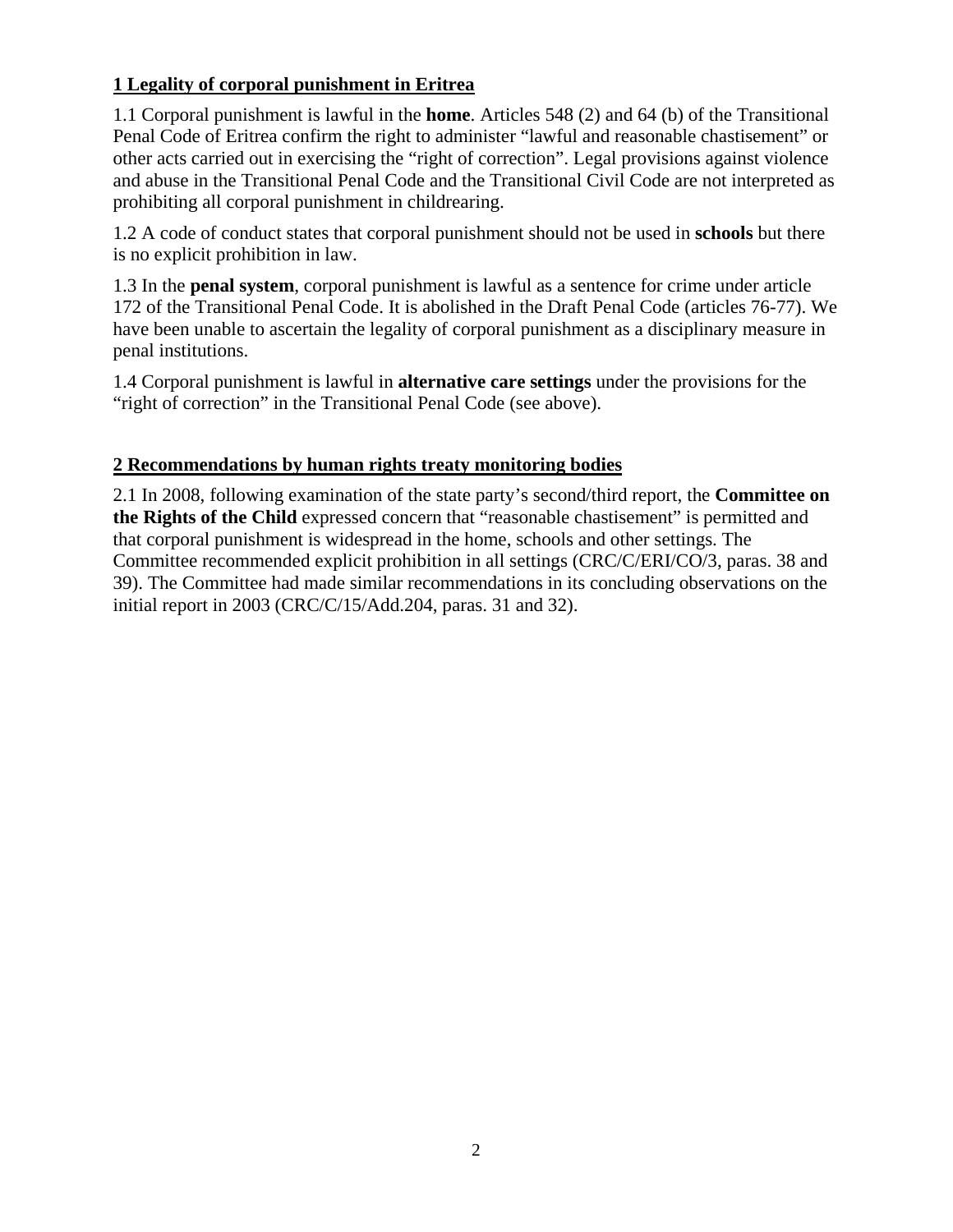## 1 Legality of corporal punishment in Eritrea

1.1 Corporal punishment is lawful in the **home**. Articles 548 (2) and 64 (b) of the Transitional Penal Code of Eritrea confirm the right to administer "lawful and reasonable chastisement" or other acts carried out in exercising the "right of correction". Legal provisions against violence and abuse in the Transitional Penal Code and the Transitional Civil Code are not interpreted as prohibiting all corporal punishment in childrearing.

1.2 A code of conduct states that corporal punishment should not be used in **schools** but there is no explicit prohibition in law.

1.3 In the **penal system**, corporal punishment is lawful as a sentence for crime under article 172 of the Transitional Penal Code. It is abolished in the Draft Penal Code (articles 76-77). We have been unable to ascertain the legality of corporal punishment as a disciplinary measure in penal institutions.

1.4 Corporal punishment is lawful in **alternative care settings** under the provisions for the "right of correction" in the Transitional Penal Code (see above).

## 2 Recommendations by human rights treaty monitoring bodies

2.1 In 2008, following examination of the state party's second/third report, the **Committee on the Rights of the Child** expressed concern that "reasonable chastisement" is permitted and that corporal punishment is widespread in the home, schools and other settings. The Committee recommended explicit prohibition in all settings (CRC/C/ERI/CO/3, paras. 38 and 39). The Committee had made similar recommendations in its concluding observations on the initial report in 2003 (CRC/C/15/Add.204, paras. 31 and 32).